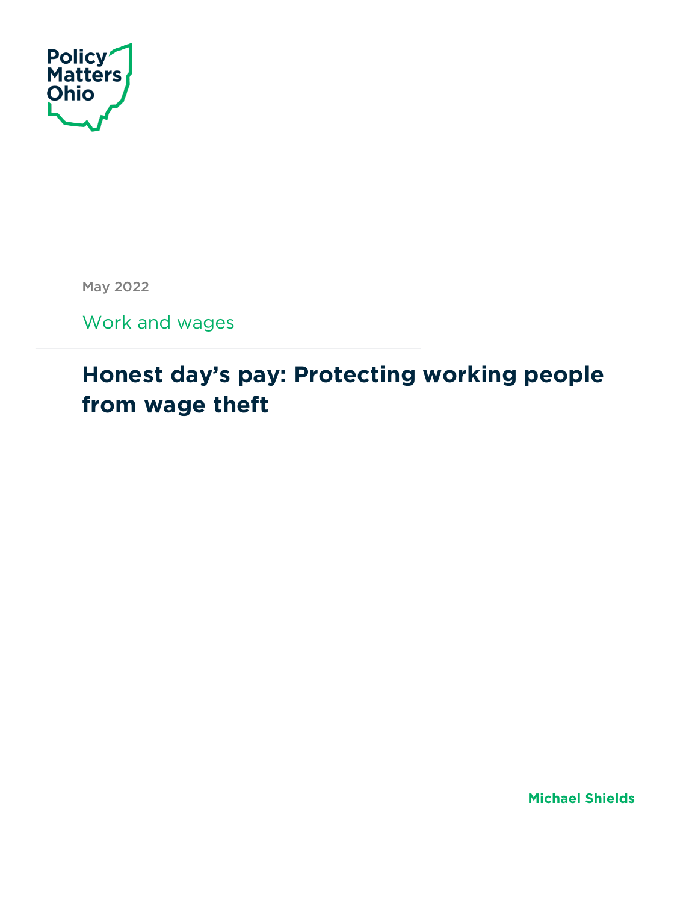Policy Matters Ohio

May 2022

Work and wages

# Honest day's pay: Protecting working people from wage theft

**Michael Shields**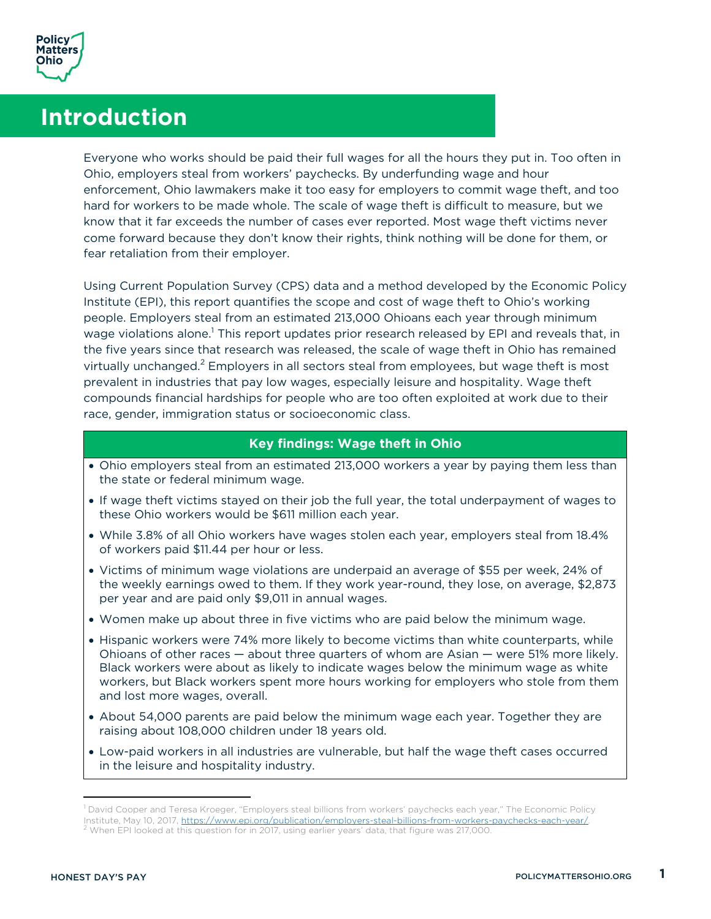# Introduction

Everyone who works should be paid their full wages for all the hours they put in. Too often in Ohio, employers steal from workers' paychecks. By underfunding wage and hour enforcement, Ohio lawmakers make it too easy for employers to commit wage theft, and too hard for workers to be made whole. The scale of wage theft is difficult to measure, but we know that it far exceeds the number of cases ever reported. Most wage theft victims never come forward because they don't know their rights, think nothing will be done for them, or fear retaliation from their employer.

Using Current Population Survey (CPS) data and a method developed by the Economic Policy Institute (EPI), this report quantifies the scope and cost of wage theft to Ohio's working people. Employers steal from an estimated 213,000 Ohioans each year through minimum wage violations alone.[1] This report updates prior research released by EPI and reveals that, in the five years since that research was released, the scale of wage theft in Ohio has remained virtually unchanged.[2] Employers in all sectors steal from employees, but wage theft is most prevalent in industries that pay low wages, especially leisure and hospitality. Wage theft compounds financial hardships for people who are too often exploited at work due to their race, gender, immigration status or socioeconomic class.

**Key findings: Wage theft in Ohio**

- Ohio employers steal from an estimated 213,000 workers a year by paying them less than the state or federal minimum wage.
- If wage theft victims stayed on their job the full year, the total underpayment of wages to these Ohio workers would be $611 million each year.
- While 3.8% of all Ohio workers have wages stolen each year, employers steal from 18.4% of workers paid $11.44 per hour or less.
- Victims of minimum wage violations are underpaid an average of $55 per week, 24% of the weekly earnings owed to them. If they work year-round, they lose, on average, $2,873 per year and are paid only $9,011 in annual wages.
- Women make up about three in five victims who are paid below the minimum wage.
- Hispanic workers were 74% more likely to become victims than white counterparts, while Ohioans of other races — about three quarters of whom are Asian — were 51% more likely. Black workers were about as likely to indicate wages below the minimum wage as white workers, but Black workers spent more hours working for employers who stole from them and lost more wages, overall.
- About 54,000 parents are paid below the minimum wage each year. Together they are raising about 108,000 children under 18 years old.
- Low-paid workers in all industries are vulnerable, but half the wage theft cases occurred in the leisure and hospitality industry.

[1] David Cooper and Teresa Kroeger, "Employers steal billions from workers' paychecks each year," The Economic Policy Institute, May 10, 2017, https://www.epi.org/publication/employers-steal-billions-from-workers-paychecks-each-year/.

[2] When EPI looked at this question for in 2017, using earlier years' data, that figure was 217,000.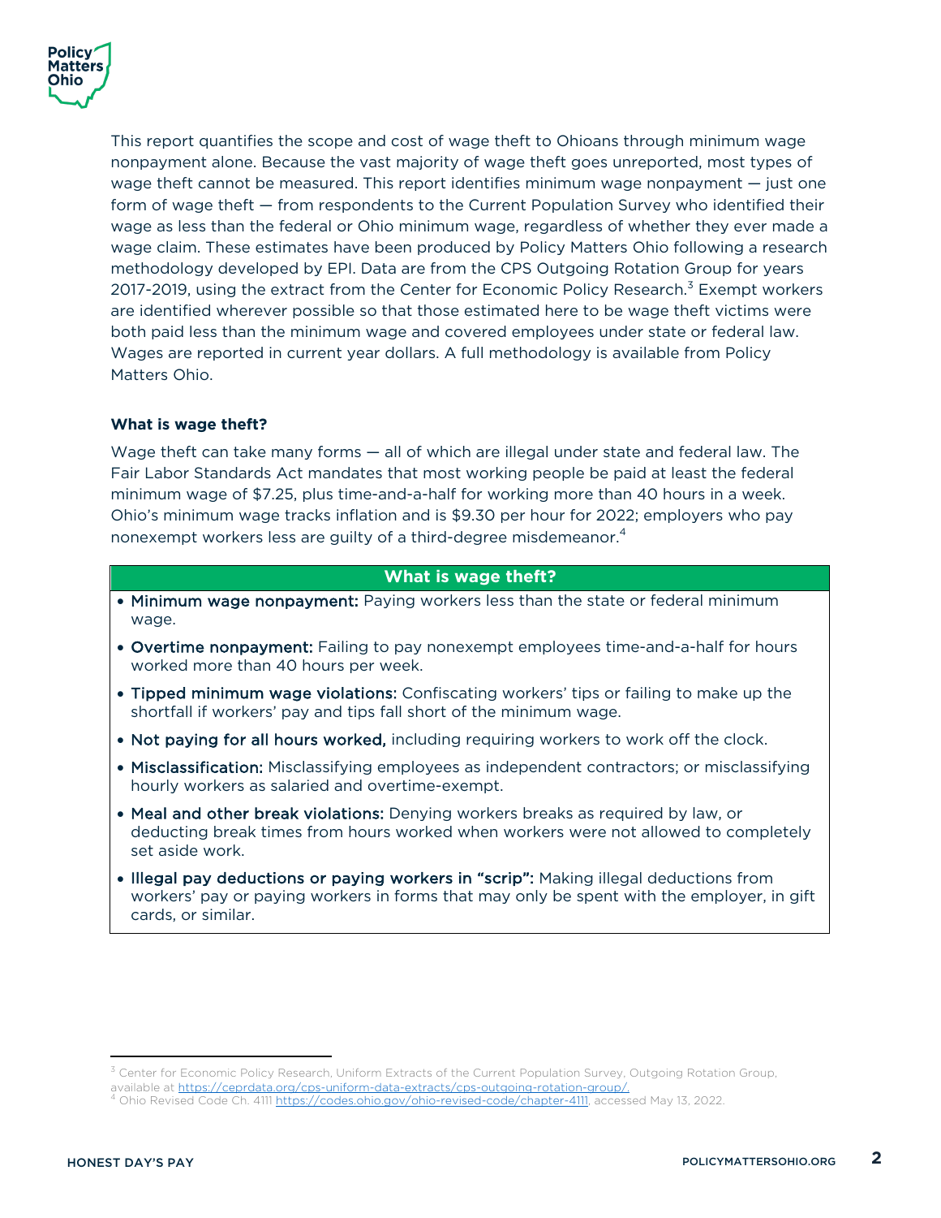This report quantifies the scope and cost of wage theft to Ohioans through minimum wage nonpayment alone. Because the vast majority of wage theft goes unreported, most types of wage theft cannot be measured. This report identifies minimum wage nonpayment — just one form of wage theft — from respondents to the Current Population Survey who identified their wage as less than the federal or Ohio minimum wage, regardless of whether they ever made a wage claim. These estimates have been produced by Policy Matters Ohio following a research methodology developed by EPI. Data are from the CPS Outgoing Rotation Group for years 2017-2019, using the extract from the Center for Economic Policy Research.[3] Exempt workers are identified wherever possible so that those estimated here to be wage theft victims were both paid less than the minimum wage and covered employees under state or federal law. Wages are reported in current year dollars. A full methodology is available from Policy Matters Ohio.

### What is wage theft?

Wage theft can take many forms — all of which are illegal under state and federal law. The Fair Labor Standards Act mandates that most working people be paid at least the federal minimum wage of $7.25, plus time-and-a-half for working more than 40 hours in a week. Ohio's minimum wage tracks inflation and is $9.30 per hour for 2022; employers who pay nonexempt workers less are guilty of a third-degree misdemeanor.[4]

| What is wage theft? |
|---|
| • Minimum wage nonpayment: Paying workers less than the state or federal minimum wage.<br>• Overtime nonpayment: Failing to pay nonexempt employees time-and-a-half for hours worked more than 40 hours per week.<br>• Tipped minimum wage violations: Confiscating workers' tips or failing to make up the shortfall if workers' pay and tips fall short of the minimum wage.<br>• Not paying for all hours worked, including requiring workers to work off the clock.<br>• Misclassification: Misclassifying employees as independent contractors; or misclassifying hourly workers as salaried and overtime-exempt.<br>• Meal and other break violations: Denying workers breaks as required by law, or deducting break times from hours worked when workers were not allowed to completely set aside work.<br>• Illegal pay deductions or paying workers in "scrip": Making illegal deductions from workers' pay or paying workers in forms that may only be spent with the employer, in gift cards, or similar. |

---

[3] Center for Economic Policy Research, Uniform Extracts of the Current Population Survey, Outgoing Rotation Group, available at https://ceprdata.org/cps-uniform-data-extracts/cps-outgoing-rotation-group/.

[4] Ohio Revised Code Ch. 4111 https://codes.ohio.gov/ohio-revised-code/chapter-4111, accessed May 13, 2022.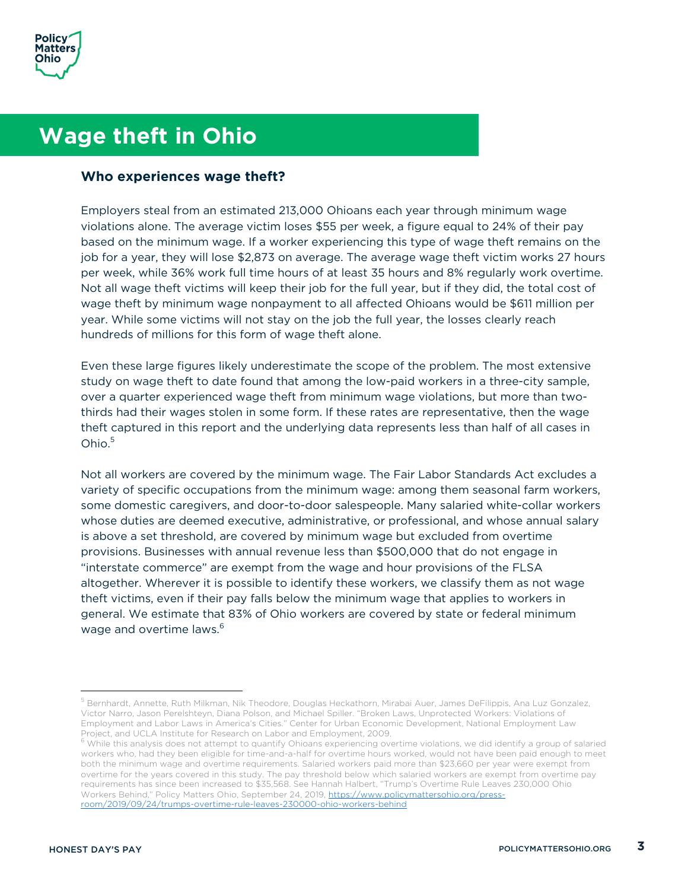# Wage theft in Ohio

### Who experiences wage theft?

Employers steal from an estimated 213,000 Ohioans each year through minimum wage violations alone. The average victim loses $55 per week, a figure equal to 24% of their pay based on the minimum wage. If a worker experiencing this type of wage theft remains on the job for a year, they will lose $2,873 on average. The average wage theft victim works 27 hours per week, while 36% work full time hours of at least 35 hours and 8% regularly work overtime. Not all wage theft victims will keep their job for the full year, but if they did, the total cost of wage theft by minimum wage nonpayment to all affected Ohioans would be $611 million per year. While some victims will not stay on the job the full year, the losses clearly reach hundreds of millions for this form of wage theft alone.

Even these large figures likely underestimate the scope of the problem. The most extensive study on wage theft to date found that among the low-paid workers in a three-city sample, over a quarter experienced wage theft from minimum wage violations, but more than two-thirds had their wages stolen in some form. If these rates are representative, then the wage theft captured in this report and the underlying data represents less than half of all cases in Ohio.[5]

Not all workers are covered by the minimum wage. The Fair Labor Standards Act excludes a variety of specific occupations from the minimum wage: among them seasonal farm workers, some domestic caregivers, and door-to-door salespeople. Many salaried white-collar workers whose duties are deemed executive, administrative, or professional, and whose annual salary is above a set threshold, are covered by minimum wage but excluded from overtime provisions. Businesses with annual revenue less than $500,000 that do not engage in "interstate commerce" are exempt from the wage and hour provisions of the FLSA altogether. Wherever it is possible to identify these workers, we classify them as not wage theft victims, even if their pay falls below the minimum wage that applies to workers in general. We estimate that 83% of Ohio workers are covered by state or federal minimum wage and overtime laws.[6]

---

[5] Bernhardt, Annette, Ruth Milkman, Nik Theodore, Douglas Heckathorn, Mirabai Auer, James DeFilippis, Ana Luz Gonzalez, Victor Narro, Jason Perelshteyn, Diana Polson, and Michael Spiller. "Broken Laws, Unprotected Workers: Violations of Employment and Labor Laws in America's Cities." Center for Urban Economic Development, National Employment Law Project, and UCLA Institute for Research on Labor and Employment, 2009.

[6] While this analysis does not attempt to quantify Ohioans experiencing overtime violations, we did identify a group of salaried workers who, had they been eligible for time-and-a-half for overtime hours worked, would not have been paid enough to meet both the minimum wage and overtime requirements. Salaried workers paid more than $23,660 per year were exempt from overtime for the years covered in this study. The pay threshold below which salaried workers are exempt from overtime pay requirements has since been increased to $35,568. See Hannah Halbert, "Trump's Overtime Rule Leaves 230,000 Ohio Workers Behind," Policy Matters Ohio, September 24, 2019, https://www.policymattersohio.org/press-room/2019/09/24/trumps-overtime-rule-leaves-230000-ohio-workers-behind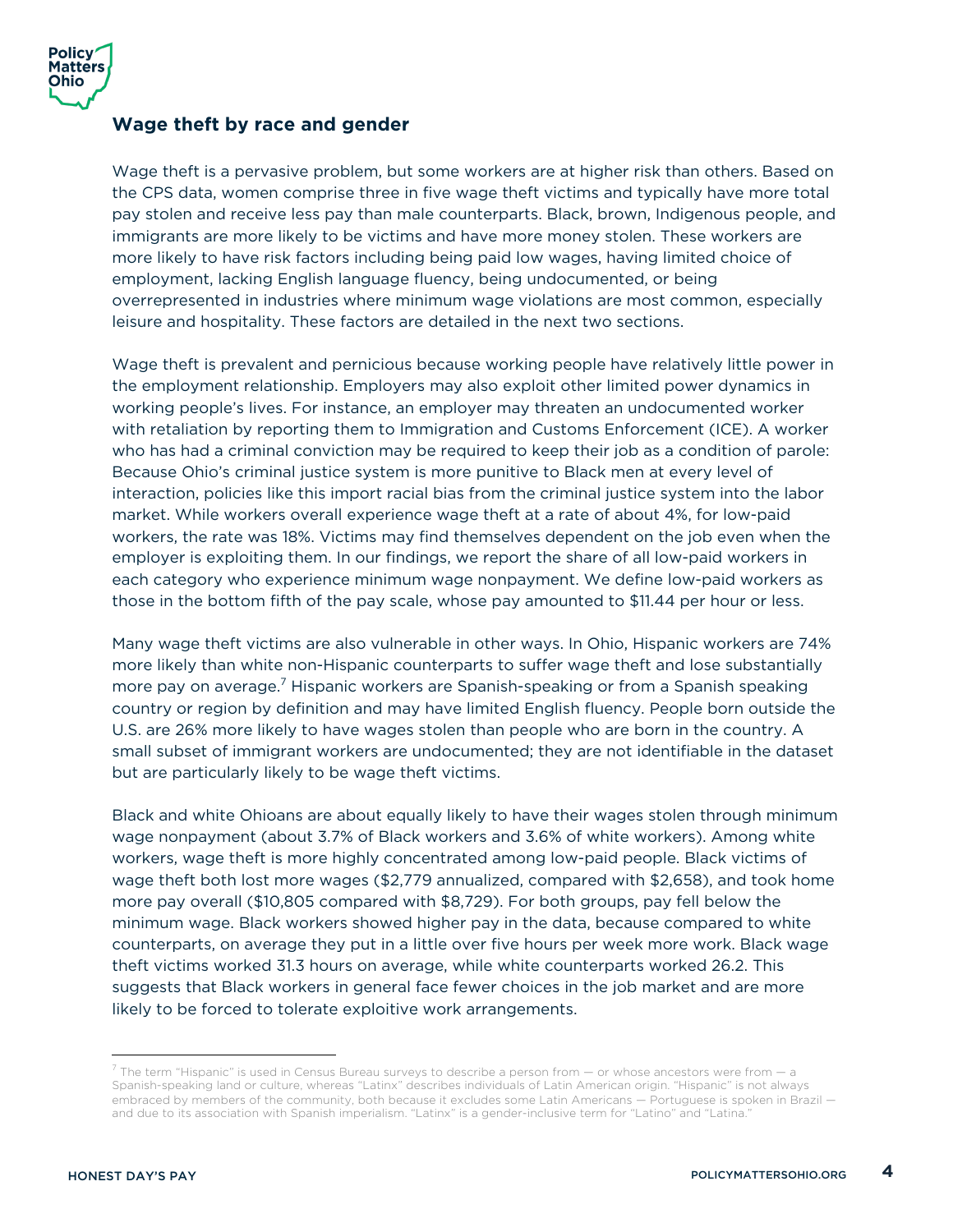## Wage theft by race and gender

Wage theft is a pervasive problem, but some workers are at higher risk than others. Based on the CPS data, women comprise three in five wage theft victims and typically have more total pay stolen and receive less pay than male counterparts. Black, brown, Indigenous people, and immigrants are more likely to be victims and have more money stolen. These workers are more likely to have risk factors including being paid low wages, having limited choice of employment, lacking English language fluency, being undocumented, or being overrepresented in industries where minimum wage violations are most common, especially leisure and hospitality. These factors are detailed in the next two sections.

Wage theft is prevalent and pernicious because working people have relatively little power in the employment relationship. Employers may also exploit other limited power dynamics in working people's lives. For instance, an employer may threaten an undocumented worker with retaliation by reporting them to Immigration and Customs Enforcement (ICE). A worker who has had a criminal conviction may be required to keep their job as a condition of parole: Because Ohio's criminal justice system is more punitive to Black men at every level of interaction, policies like this import racial bias from the criminal justice system into the labor market. While workers overall experience wage theft at a rate of about 4%, for low-paid workers, the rate was 18%. Victims may find themselves dependent on the job even when the employer is exploiting them. In our findings, we report the share of all low-paid workers in each category who experience minimum wage nonpayment. We define low-paid workers as those in the bottom fifth of the pay scale, whose pay amounted to $11.44 per hour or less.

Many wage theft victims are also vulnerable in other ways. In Ohio, Hispanic workers are 74% more likely than white non-Hispanic counterparts to suffer wage theft and lose substantially more pay on average.[7] Hispanic workers are Spanish-speaking or from a Spanish speaking country or region by definition and may have limited English fluency. People born outside the U.S. are 26% more likely to have wages stolen than people who are born in the country. A small subset of immigrant workers are undocumented; they are not identifiable in the dataset but are particularly likely to be wage theft victims.

Black and white Ohioans are about equally likely to have their wages stolen through minimum wage nonpayment (about 3.7% of Black workers and 3.6% of white workers). Among white workers, wage theft is more highly concentrated among low-paid people. Black victims of wage theft both lost more wages ($2,779 annualized, compared with $2,658), and took home more pay overall ($10,805 compared with $8,729). For both groups, pay fell below the minimum wage. Black workers showed higher pay in the data, because compared to white counterparts, on average they put in a little over five hours per week more work. Black wage theft victims worked 31.3 hours on average, while white counterparts worked 26.2. This suggests that Black workers in general face fewer choices in the job market and are more likely to be forced to tolerate exploitive work arrangements.

---

[7] The term "Hispanic" is used in Census Bureau surveys to describe a person from — or whose ancestors were from — a Spanish-speaking land or culture, whereas "Latinx" describes individuals of Latin American origin. "Hispanic" is not always embraced by members of the community, both because it excludes some Latin Americans — Portuguese is spoken in Brazil — and due to its association with Spanish imperialism. "Latinx" is a gender-inclusive term for "Latino" and "Latina."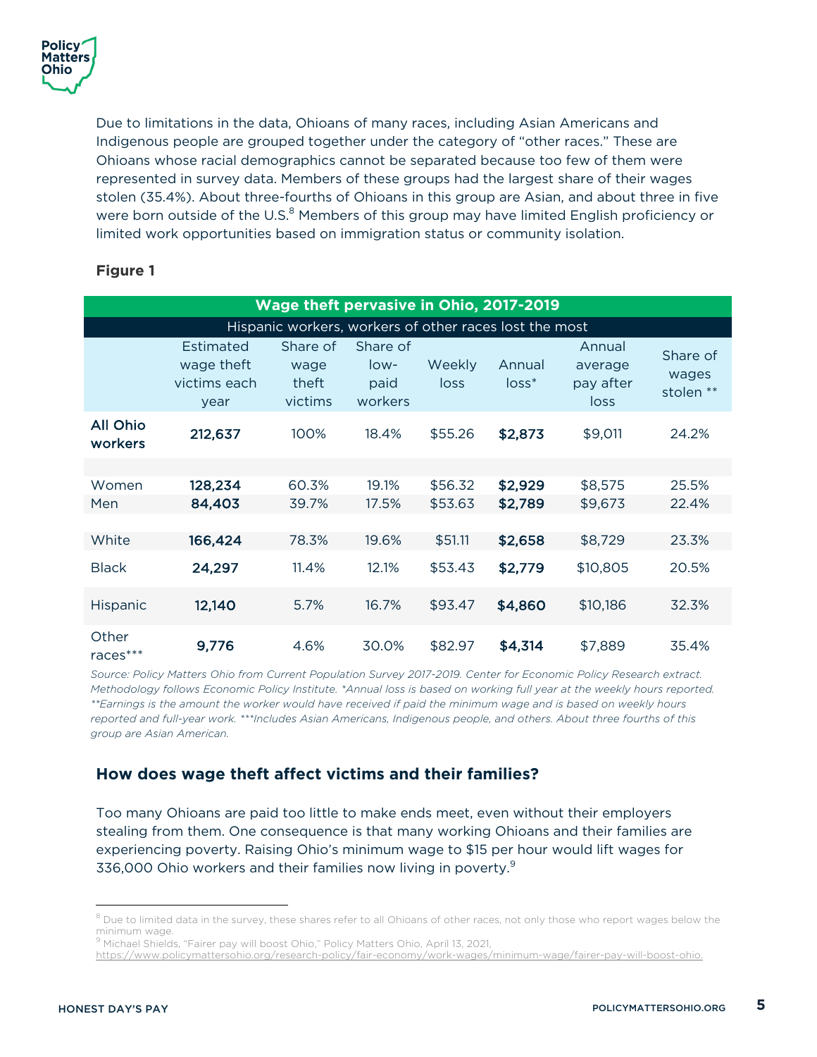Due to limitations in the data, Ohioans of many races, including Asian Americans and Indigenous people are grouped together under the category of "other races." These are Ohioans whose racial demographics cannot be separated because too few of them were represented in survey data. Members of these groups had the largest share of their wages stolen (35.4%). About three-fourths of Ohioans in this group are Asian, and about three in five were born outside of the U.S.[8] Members of this group may have limited English proficiency or limited work opportunities based on immigration status or community isolation.

**Figure 1**

**Wage theft pervasive in Ohio, 2017-2019**

Hispanic workers, workers of other races lost the most

| | Estimated wage theft victims each year | Share of wage theft victims | Share of low-paid workers | Weekly loss | Annual loss* | Annual average pay after loss | Share of wages stolen ** |
|---|---|---|---|---|---|---|---|
| All Ohio workers | **212,637** | 100% | 18.4% | $55.26 | **$2,873** | $9,011 | 24.2% |
| | | | | | | | |
| Women | **128,234** | 60.3% | 19.1% | $56.32 | **$2,929** | $8,575 | 25.5% |
| Men | **84,403** | 39.7% | 17.5% | $53.63 | **$2,789** | $9,673 | 22.4% |
| | | | | | | | |
| White | **166,424** | 78.3% | 19.6% | $51.11 | **$2,658** | $8,729 | 23.3% |
| Black | **24,297** | 11.4% | 12.1% | $53.43 | **$2,779** | $10,805 | 20.5% |
| Hispanic | **12,140** | 5.7% | 16.7% | $93.47 | **$4,860** | $10,186 | 32.3% |
| Other races*** | **9,776** | 4.6% | 30.0% | $82.97 | **$4,314** | $7,889 | 35.4% |

*Source: Policy Matters Ohio from Current Population Survey 2017-2019. Center for Economic Policy Research extract. Methodology follows Economic Policy Institute. *Annual loss is based on working full year at the weekly hours reported. **Earnings is the amount the worker would have received if paid the minimum wage and is based on weekly hours reported and full-year work. ***Includes Asian Americans, Indigenous people, and others. About three fourths of this group are Asian American.*

### How does wage theft affect victims and their families?

Too many Ohioans are paid too little to make ends meet, even without their employers stealing from them. One consequence is that many working Ohioans and their families are experiencing poverty. Raising Ohio's minimum wage to $15 per hour would lift wages for 336,000 Ohio workers and their families now living in poverty.[9]

---

[8] Due to limited data in the survey, these shares refer to all Ohioans of other races, not only those who report wages below the minimum wage.

[9] Michael Shields, "Fairer pay will boost Ohio," Policy Matters Ohio, April 13, 2021, https://www.policymattersohio.org/research-policy/fair-economy/work-wages/minimum-wage/fairer-pay-will-boost-ohio.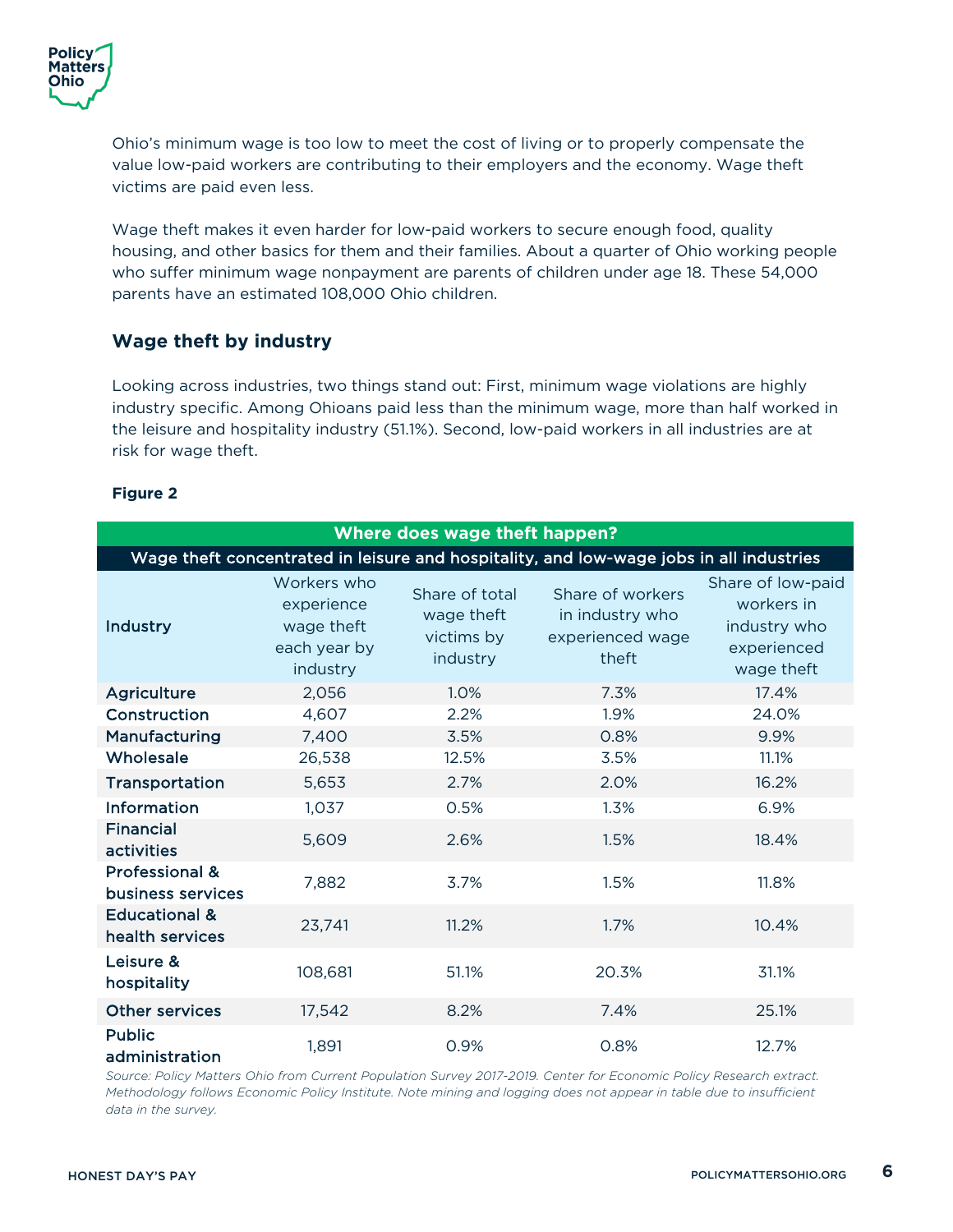Ohio's minimum wage is too low to meet the cost of living or to properly compensate the value low-paid workers are contributing to their employers and the economy. Wage theft victims are paid even less.

Wage theft makes it even harder for low-paid workers to secure enough food, quality housing, and other basics for them and their families. About a quarter of Ohio working people who suffer minimum wage nonpayment are parents of children under age 18. These 54,000 parents have an estimated 108,000 Ohio children.

## Wage theft by industry

Looking across industries, two things stand out: First, minimum wage violations are highly industry specific. Among Ohioans paid less than the minimum wage, more than half worked in the leisure and hospitality industry (51.1%). Second, low-paid workers in all industries are at risk for wage theft.

**Figure 2**

**Where does wage theft happen?**

**Wage theft concentrated in leisure and hospitality, and low-wage jobs in all industries**

| Industry | Workers who experience wage theft each year by industry | Share of total wage theft victims by industry | Share of workers in industry who experienced wage theft | Share of low-paid workers in industry who experienced wage theft |
|---|---|---|---|---|
| Agriculture | 2,056 | 1.0% | 7.3% | 17.4% |
| Construction | 4,607 | 2.2% | 1.9% | 24.0% |
| Manufacturing | 7,400 | 3.5% | 0.8% | 9.9% |
| Wholesale | 26,538 | 12.5% | 3.5% | 11.1% |
| Transportation | 5,653 | 2.7% | 2.0% | 16.2% |
| Information | 1,037 | 0.5% | 1.3% | 6.9% |
| Financial activities | 5,609 | 2.6% | 1.5% | 18.4% |
| Professional & business services | 7,882 | 3.7% | 1.5% | 11.8% |
| Educational & health services | 23,741 | 11.2% | 1.7% | 10.4% |
| Leisure & hospitality | 108,681 | 51.1% | 20.3% | 31.1% |
| Other services | 17,542 | 8.2% | 7.4% | 25.1% |
| Public administration | 1,891 | 0.9% | 0.8% | 12.7% |

*Source: Policy Matters Ohio from Current Population Survey 2017-2019. Center for Economic Policy Research extract. Methodology follows Economic Policy Institute. Note mining and logging does not appear in table due to insufficient data in the survey.*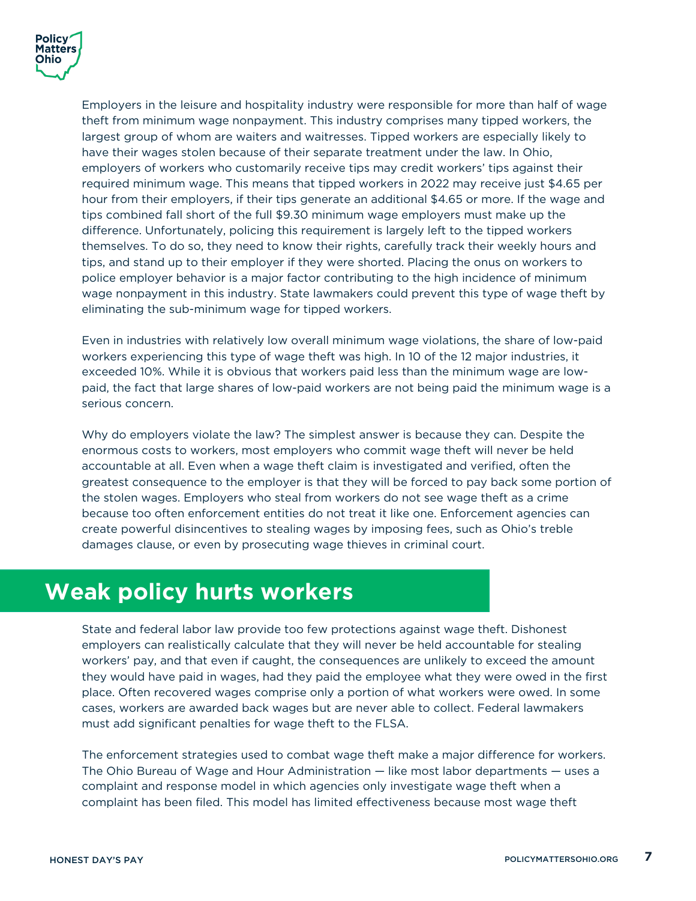Employers in the leisure and hospitality industry were responsible for more than half of wage theft from minimum wage nonpayment. This industry comprises many tipped workers, the largest group of whom are waiters and waitresses. Tipped workers are especially likely to have their wages stolen because of their separate treatment under the law. In Ohio, employers of workers who customarily receive tips may credit workers' tips against their required minimum wage. This means that tipped workers in 2022 may receive just $4.65 per hour from their employers, if their tips generate an additional $4.65 or more. If the wage and tips combined fall short of the full $9.30 minimum wage employers must make up the difference. Unfortunately, policing this requirement is largely left to the tipped workers themselves. To do so, they need to know their rights, carefully track their weekly hours and tips, and stand up to their employer if they were shorted. Placing the onus on workers to police employer behavior is a major factor contributing to the high incidence of minimum wage nonpayment in this industry. State lawmakers could prevent this type of wage theft by eliminating the sub-minimum wage for tipped workers.

Even in industries with relatively low overall minimum wage violations, the share of low-paid workers experiencing this type of wage theft was high. In 10 of the 12 major industries, it exceeded 10%. While it is obvious that workers paid less than the minimum wage are low-paid, the fact that large shares of low-paid workers are not being paid the minimum wage is a serious concern.

Why do employers violate the law? The simplest answer is because they can. Despite the enormous costs to workers, most employers who commit wage theft will never be held accountable at all. Even when a wage theft claim is investigated and verified, often the greatest consequence to the employer is that they will be forced to pay back some portion of the stolen wages. Employers who steal from workers do not see wage theft as a crime because too often enforcement entities do not treat it like one. Enforcement agencies can create powerful disincentives to stealing wages by imposing fees, such as Ohio's treble damages clause, or even by prosecuting wage thieves in criminal court.

## Weak policy hurts workers

State and federal labor law provide too few protections against wage theft. Dishonest employers can realistically calculate that they will never be held accountable for stealing workers' pay, and that even if caught, the consequences are unlikely to exceed the amount they would have paid in wages, had they paid the employee what they were owed in the first place. Often recovered wages comprise only a portion of what workers were owed. In some cases, workers are awarded back wages but are never able to collect. Federal lawmakers must add significant penalties for wage theft to the FLSA.

The enforcement strategies used to combat wage theft make a major difference for workers. The Ohio Bureau of Wage and Hour Administration — like most labor departments — uses a complaint and response model in which agencies only investigate wage theft when a complaint has been filed. This model has limited effectiveness because most wage theft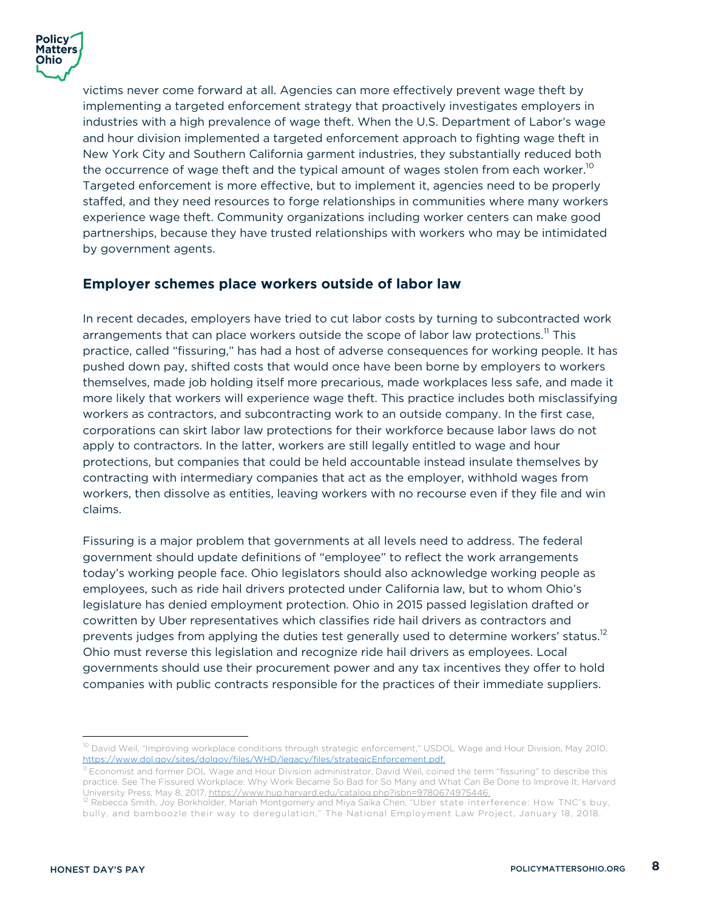victims never come forward at all. Agencies can more effectively prevent wage theft by implementing a targeted enforcement strategy that proactively investigates employers in industries with a high prevalence of wage theft. When the U.S. Department of Labor's wage and hour division implemented a targeted enforcement approach to fighting wage theft in New York City and Southern California garment industries, they substantially reduced both the occurrence of wage theft and the typical amount of wages stolen from each worker.[10] Targeted enforcement is more effective, but to implement it, agencies need to be properly staffed, and they need resources to forge relationships in communities where many workers experience wage theft. Community organizations including worker centers can make good partnerships, because they have trusted relationships with workers who may be intimidated by government agents.

### Employer schemes place workers outside of labor law

In recent decades, employers have tried to cut labor costs by turning to subcontracted work arrangements that can place workers outside the scope of labor law protections.[11] This practice, called "fissuring," has had a host of adverse consequences for working people. It has pushed down pay, shifted costs that would once have been borne by employers to workers themselves, made job holding itself more precarious, made workplaces less safe, and made it more likely that workers will experience wage theft. This practice includes both misclassifying workers as contractors, and subcontracting work to an outside company. In the first case, corporations can skirt labor law protections for their workforce because labor laws do not apply to contractors. In the latter, workers are still legally entitled to wage and hour protections, but companies that could be held accountable instead insulate themselves by contracting with intermediary companies that act as the employer, withhold wages from workers, then dissolve as entities, leaving workers with no recourse even if they file and win claims.

Fissuring is a major problem that governments at all levels need to address. The federal government should update definitions of "employee" to reflect the work arrangements today's working people face. Ohio legislators should also acknowledge working people as employees, such as ride hail drivers protected under California law, but to whom Ohio's legislature has denied employment protection. Ohio in 2015 passed legislation drafted or cowritten by Uber representatives which classifies ride hail drivers as contractors and prevents judges from applying the duties test generally used to determine workers' status.[12] Ohio must reverse this legislation and recognize ride hail drivers as employees. Local governments should use their procurement power and any tax incentives they offer to hold companies with public contracts responsible for the practices of their immediate suppliers.

---

[10] David Weil, "Improving workplace conditions through strategic enforcement," USDOL Wage and Hour Division, May 2010, https://www.dol.gov/sites/dolgov/files/WHD/legacy/files/strategicEnforcement.pdf.

[11] Economist and former DOL Wage and Hour Division administrator, David Weil, coined the term "fissuring" to describe this practice. See The Fissured Workplace: Why Work Became So Bad for So Many and What Can Be Done to Improve It, Harvard University Press, May 8, 2017, https://www.hup.harvard.edu/catalog.php?isbn=9780674975446.

[12] Rebecca Smith, Joy Borkholder, Mariah Montgomery and Miya Saika Chen, "Uber state interference: How TNC's buy, bully, and bamboozle their way to deregulation," The National Employment Law Project, January 18, 2018.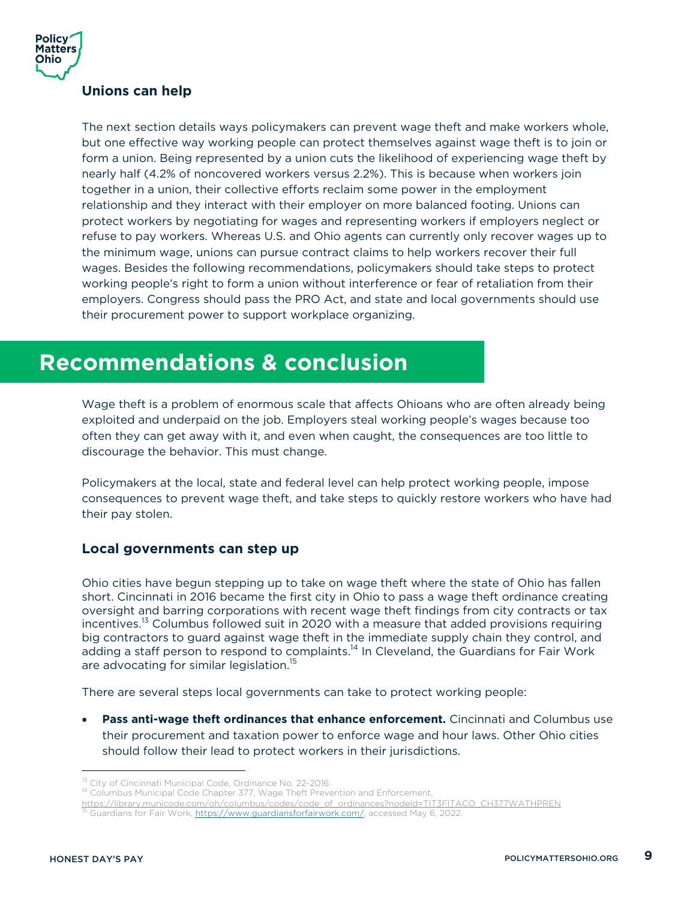### Unions can help

The next section details ways policymakers can prevent wage theft and make workers whole, but one effective way working people can protect themselves against wage theft is to join or form a union. Being represented by a union cuts the likelihood of experiencing wage theft by nearly half (4.2% of noncovered workers versus 2.2%). This is because when workers join together in a union, their collective efforts reclaim some power in the employment relationship and they interact with their employer on more balanced footing. Unions can protect workers by negotiating for wages and representing workers if employers neglect or refuse to pay workers. Whereas U.S. and Ohio agents can currently only recover wages up to the minimum wage, unions can pursue contract claims to help workers recover their full wages. Besides the following recommendations, policymakers should take steps to protect working people's right to form a union without interference or fear of retaliation from their employers. Congress should pass the PRO Act, and state and local governments should use their procurement power to support workplace organizing.

## Recommendations & conclusion

Wage theft is a problem of enormous scale that affects Ohioans who are often already being exploited and underpaid on the job. Employers steal working people's wages because too often they can get away with it, and even when caught, the consequences are too little to discourage the behavior. This must change.

Policymakers at the local, state and federal level can help protect working people, impose consequences to prevent wage theft, and take steps to quickly restore workers who have had their pay stolen.

### Local governments can step up

Ohio cities have begun stepping up to take on wage theft where the state of Ohio has fallen short. Cincinnati in 2016 became the first city in Ohio to pass a wage theft ordinance creating oversight and barring corporations with recent wage theft findings from city contracts or tax incentives.[13] Columbus followed suit in 2020 with a measure that added provisions requiring big contractors to guard against wage theft in the immediate supply chain they control, and adding a staff person to respond to complaints.[14] In Cleveland, the Guardians for Fair Work are advocating for similar legislation.[15]

There are several steps local governments can take to protect working people:

- **Pass anti-wage theft ordinances that enhance enforcement.** Cincinnati and Columbus use their procurement and taxation power to enforce wage and hour laws. Other Ohio cities should follow their lead to protect workers in their jurisdictions.

---

[13] City of Cincinnati Municipal Code, Ordinance No. 22-2016.

[14] Columbus Municipal Code Chapter 377, Wage Theft Prevention and Enforcement, https://library.municode.com/oh/columbus/codes/code_of_ordinances?nodeId=TIT3FITACO_CH377WATHPREN

[15] Guardians for Fair Work, https://www.guardiansforfairwork.com/, accessed May 6, 2022.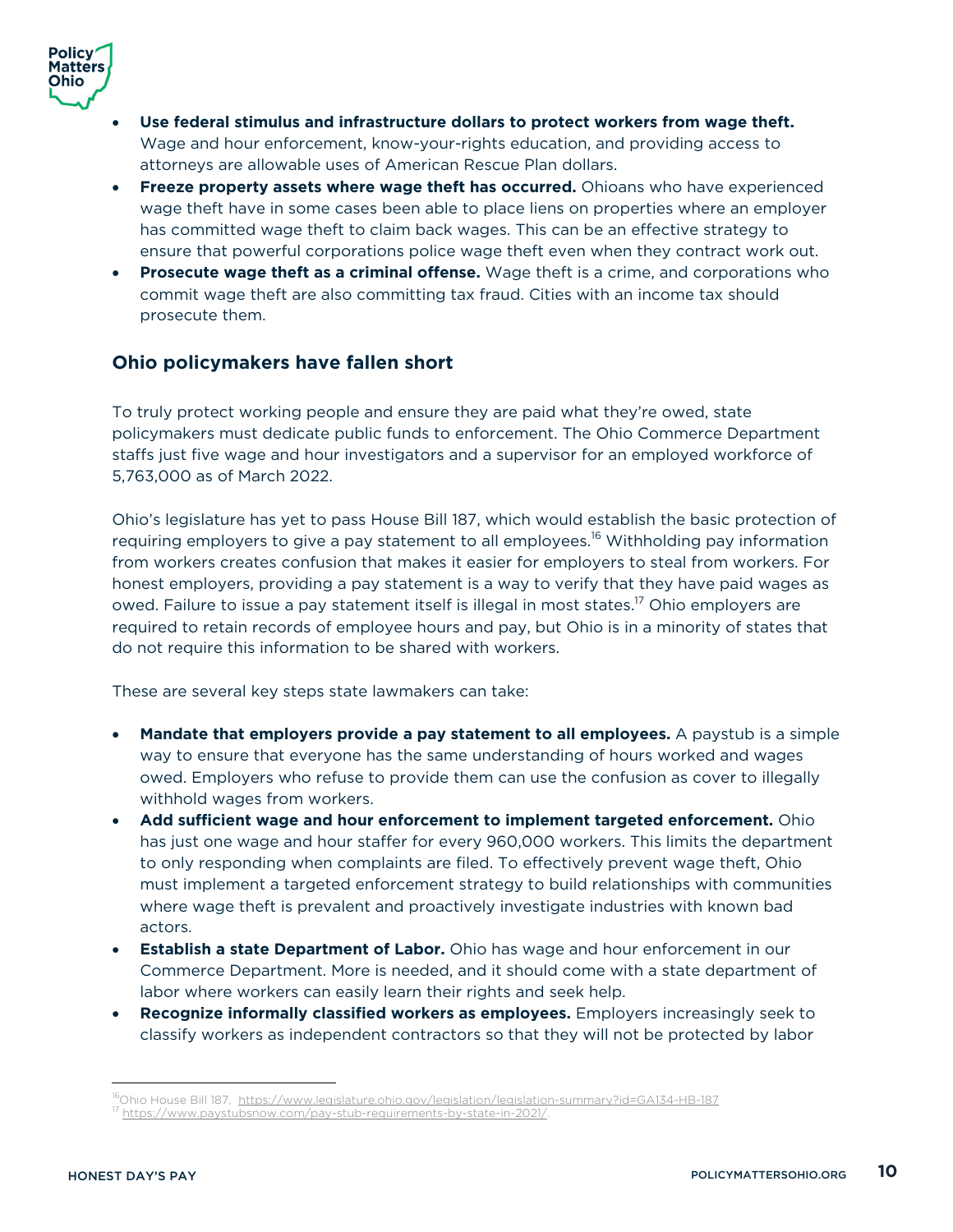- **Use federal stimulus and infrastructure dollars to protect workers from wage theft.** Wage and hour enforcement, know-your-rights education, and providing access to attorneys are allowable uses of American Rescue Plan dollars.
- **Freeze property assets where wage theft has occurred.** Ohioans who have experienced wage theft have in some cases been able to place liens on properties where an employer has committed wage theft to claim back wages. This can be an effective strategy to ensure that powerful corporations police wage theft even when they contract work out.
- **Prosecute wage theft as a criminal offense.** Wage theft is a crime, and corporations who commit wage theft are also committing tax fraud. Cities with an income tax should prosecute them.

## Ohio policymakers have fallen short

To truly protect working people and ensure they are paid what they're owed, state policymakers must dedicate public funds to enforcement. The Ohio Commerce Department staffs just five wage and hour investigators and a supervisor for an employed workforce of 5,763,000 as of March 2022.

Ohio's legislature has yet to pass House Bill 187, which would establish the basic protection of requiring employers to give a pay statement to all employees.[16] Withholding pay information from workers creates confusion that makes it easier for employers to steal from workers. For honest employers, providing a pay statement is a way to verify that they have paid wages as owed. Failure to issue a pay statement itself is illegal in most states.[17] Ohio employers are required to retain records of employee hours and pay, but Ohio is in a minority of states that do not require this information to be shared with workers.

These are several key steps state lawmakers can take:

- **Mandate that employers provide a pay statement to all employees.** A paystub is a simple way to ensure that everyone has the same understanding of hours worked and wages owed. Employers who refuse to provide them can use the confusion as cover to illegally withhold wages from workers.
- **Add sufficient wage and hour enforcement to implement targeted enforcement.** Ohio has just one wage and hour staffer for every 960,000 workers. This limits the department to only responding when complaints are filed. To effectively prevent wage theft, Ohio must implement a targeted enforcement strategy to build relationships with communities where wage theft is prevalent and proactively investigate industries with known bad actors.
- **Establish a state Department of Labor.** Ohio has wage and hour enforcement in our Commerce Department. More is needed, and it should come with a state department of labor where workers can easily learn their rights and seek help.
- **Recognize informally classified workers as employees.** Employers increasingly seek to classify workers as independent contractors so that they will not be protected by labor

---

[16] Ohio House Bill 187, https://www.legislature.ohio.gov/legislation/legislation-summary?id=GA134-HB-187

[17] https://www.paystubsnow.com/pay-stub-requirements-by-state-in-2021/.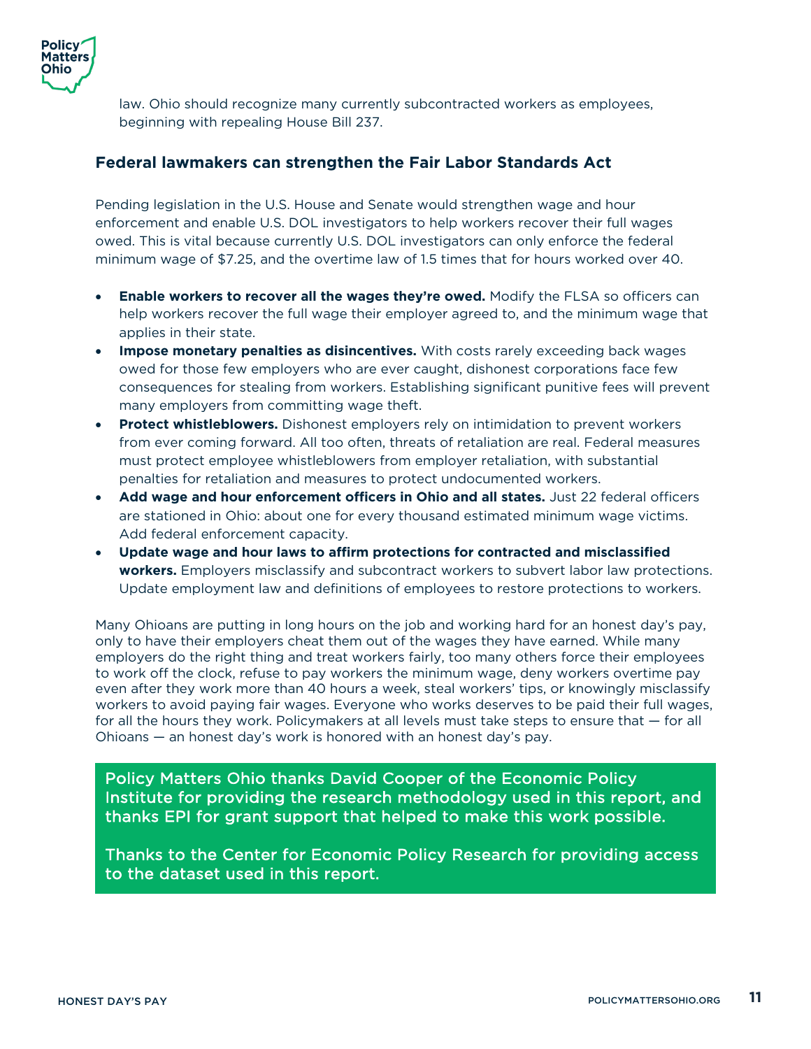law. Ohio should recognize many currently subcontracted workers as employees, beginning with repealing House Bill 237.

### Federal lawmakers can strengthen the Fair Labor Standards Act

Pending legislation in the U.S. House and Senate would strengthen wage and hour enforcement and enable U.S. DOL investigators to help workers recover their full wages owed. This is vital because currently U.S. DOL investigators can only enforce the federal minimum wage of $7.25, and the overtime law of 1.5 times that for hours worked over 40.

- **Enable workers to recover all the wages they're owed.** Modify the FLSA so officers can help workers recover the full wage their employer agreed to, and the minimum wage that applies in their state.
- **Impose monetary penalties as disincentives.** With costs rarely exceeding back wages owed for those few employers who are ever caught, dishonest corporations face few consequences for stealing from workers. Establishing significant punitive fees will prevent many employers from committing wage theft.
- **Protect whistleblowers.** Dishonest employers rely on intimidation to prevent workers from ever coming forward. All too often, threats of retaliation are real. Federal measures must protect employee whistleblowers from employer retaliation, with substantial penalties for retaliation and measures to protect undocumented workers.
- **Add wage and hour enforcement officers in Ohio and all states.** Just 22 federal officers are stationed in Ohio: about one for every thousand estimated minimum wage victims. Add federal enforcement capacity.
- **Update wage and hour laws to affirm protections for contracted and misclassified workers.** Employers misclassify and subcontract workers to subvert labor law protections. Update employment law and definitions of employees to restore protections to workers.

Many Ohioans are putting in long hours on the job and working hard for an honest day's pay, only to have their employers cheat them out of the wages they have earned. While many employers do the right thing and treat workers fairly, too many others force their employees to work off the clock, refuse to pay workers the minimum wage, deny workers overtime pay even after they work more than 40 hours a week, steal workers' tips, or knowingly misclassify workers to avoid paying fair wages. Everyone who works deserves to be paid their full wages, for all the hours they work. Policymakers at all levels must take steps to ensure that — for all Ohioans — an honest day's work is honored with an honest day's pay.

Policy Matters Ohio thanks David Cooper of the Economic Policy Institute for providing the research methodology used in this report, and thanks EPI for grant support that helped to make this work possible.

Thanks to the Center for Economic Policy Research for providing access to the dataset used in this report.